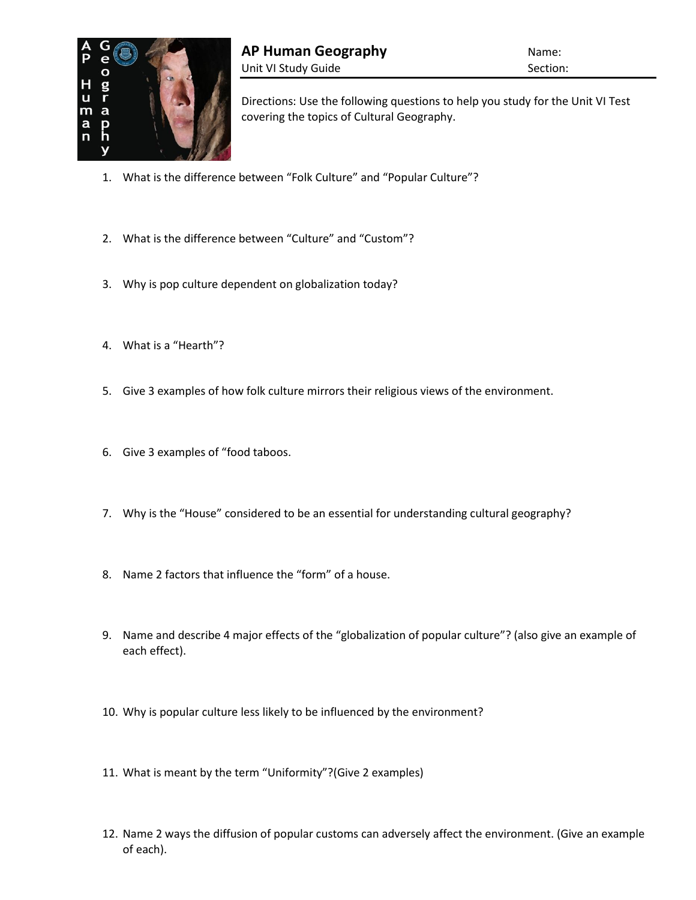# AP Human Geography

Unit VI Study Guide

Name:

Section:

Directions: Use the following questions to help you study for the Unit VI Test covering the topics of Cultural Geography.

1. What is the difference between "Folk Culture" and "Popular Culture"?

2. What is the difference between "Culture" and "Custom"?

3. Why is pop culture dependent on globalization today?

4. What is a "Hearth"?

5. Give 3 examples of how folk culture mirrors their religious views of the environment.

6. Give 3 examples of "food taboos.

7. Why is the "House" considered to be an essential for understanding cultural geography?

8. Name 2 factors that influence the "form" of a house.

9. Name and describe 4 major effects of the "globalization of popular culture"? (also give an example of each effect).

10. Why is popular culture less likely to be influenced by the environment?

11. What is meant by the term "Uniformity"?(Give 2 examples)

12. Name 2 ways the diffusion of popular customs can adversely affect the environment. (Give an example of each).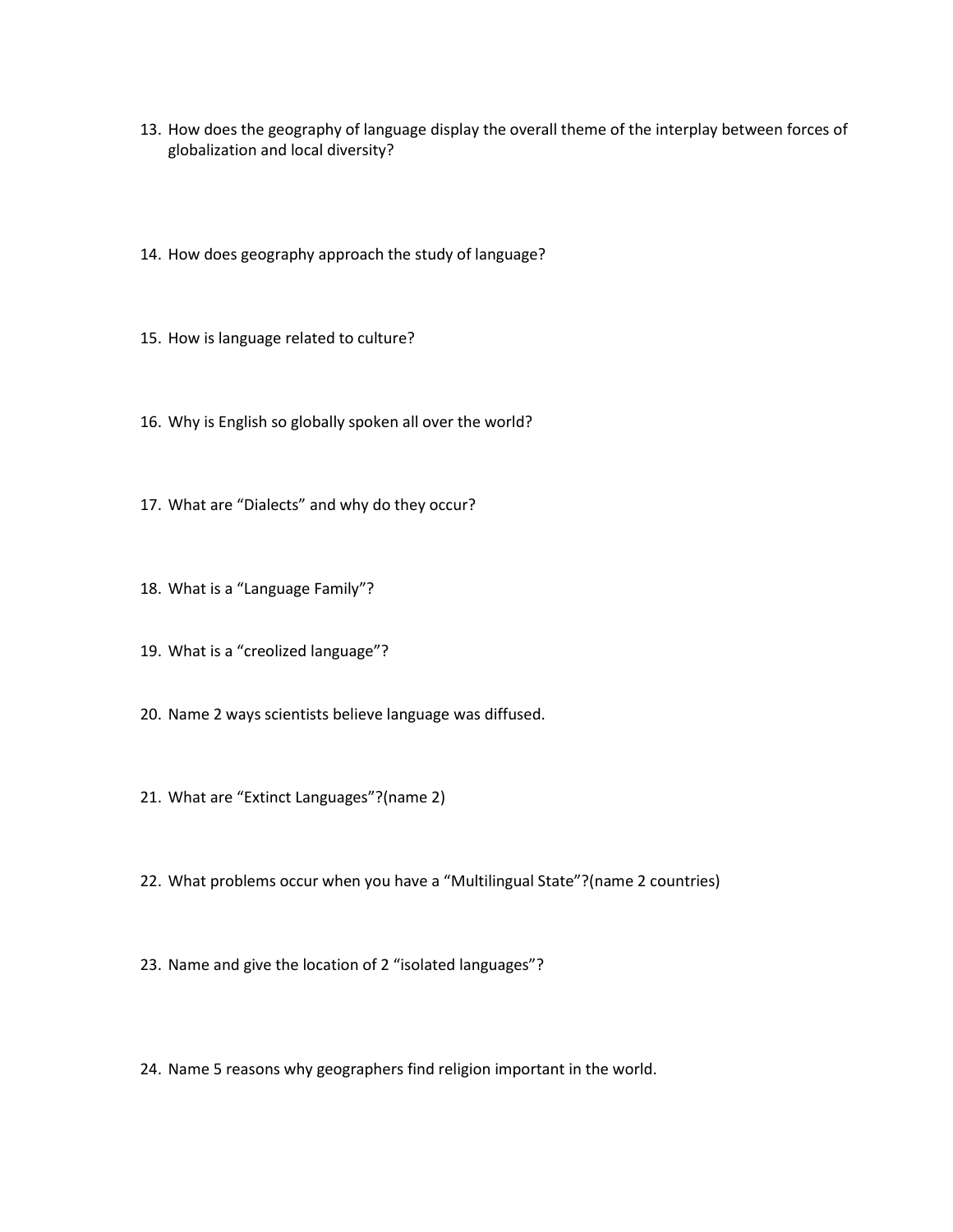13. How does the geography of language display the overall theme of the interplay between forces of globalization and local diversity?

14. How does geography approach the study of language?

15. How is language related to culture?

16. Why is English so globally spoken all over the world?

17. What are "Dialects" and why do they occur?

18. What is a "Language Family"?

19. What is a "creolized language"?

20. Name 2 ways scientists believe language was diffused.

21. What are "Extinct Languages"?(name 2)

22. What problems occur when you have a "Multilingual State"?(name 2 countries)

23. Name and give the location of 2 "isolated languages"?

24. Name 5 reasons why geographers find religion important in the world.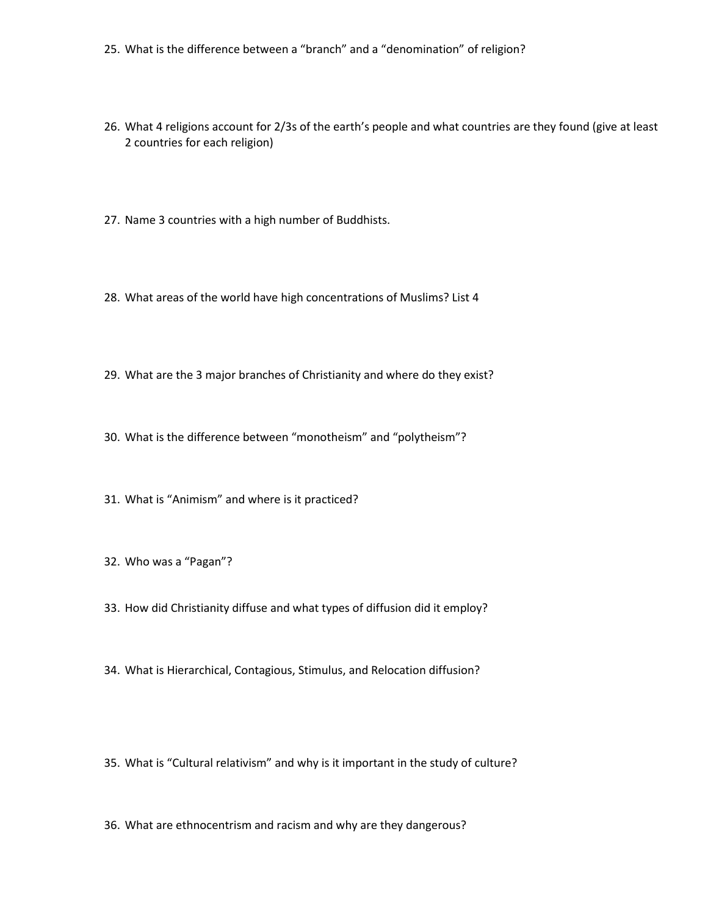25. What is the difference between a “branch” and a “denomination” of religion?

26. What 4 religions account for 2/3s of the earth’s people and what countries are they found (give at least 2 countries for each religion)

27. Name 3 countries with a high number of Buddhists.

28. What areas of the world have high concentrations of Muslims? List 4

29. What are the 3 major branches of Christianity and where do they exist?

30. What is the difference between “monotheism” and “polytheism”?

31. What is “Animism” and where is it practiced?

32. Who was a “Pagan”?

33. How did Christianity diffuse and what types of diffusion did it employ?

34. What is Hierarchical, Contagious, Stimulus, and Relocation diffusion?

35. What is “Cultural relativism” and why is it important in the study of culture?

36. What are ethnocentrism and racism and why are they dangerous?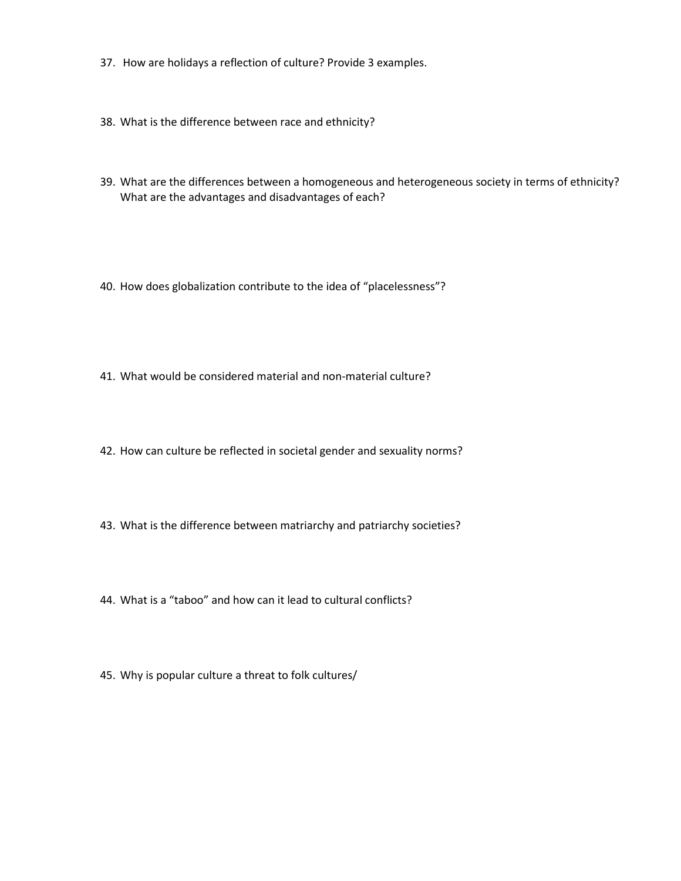37. How are holidays a reflection of culture? Provide 3 examples.

38. What is the difference between race and ethnicity?

39. What are the differences between a homogeneous and heterogeneous society in terms of ethnicity? What are the advantages and disadvantages of each?

40. How does globalization contribute to the idea of "placelessness"?

41. What would be considered material and non-material culture?

42. How can culture be reflected in societal gender and sexuality norms?

43. What is the difference between matriarchy and patriarchy societies?

44. What is a "taboo" and how can it lead to cultural conflicts?

45. Why is popular culture a threat to folk cultures/